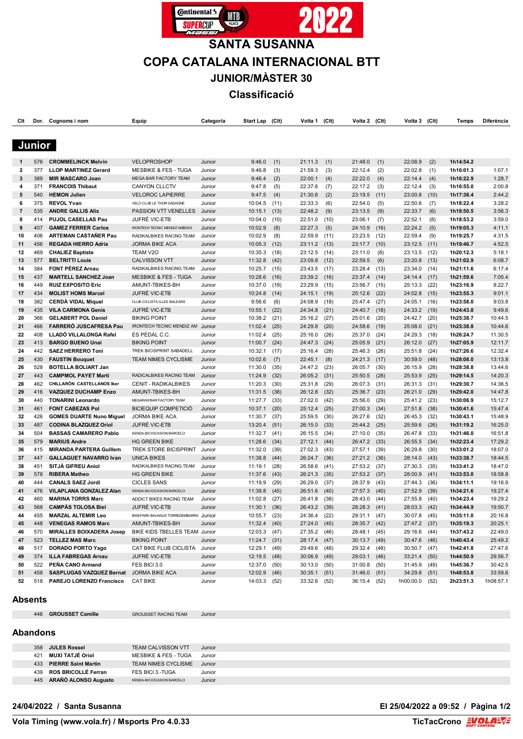# SANTA SUSANNA

# COPA CATALANA INTERNACIONAL BTT

## JUNIOR/MÀSTER 30

## Classificació

### Junior

| Clt | Dor. | Cognoms i nom | Equip | Categoria | Start Lap | (Clt) | Volta 1 | (Clt) | Volta 2 | (Clt) | Volta 3 | (Clt) | Temps | Diferència |
|---|---|---|---|---|---|---|---|---|---|---|---|---|---|---|
| 1 | 576 | **CROMMELINCK Melvin** | VELOPROSHOP | Junior | 9:46.0 | (1) | 21:11.3 | (1) | 21:48.0 | (1) | 22:08.9 | (2) | **1h14:54.2** | |
| 2 | 377 | **LLOP MARTINEZ Gerard** | MESBIKE & FES - TUGA | Junior | 9:46.8 | (3) | 21:59.3 | (3) | 22:12.4 | (2) | 22:02.8 | (1) | **1h16:01.3** | 1:07.1 |
| 3 | 389 | **MIR MASCARO Joan** | MEGA BAR FACTORY TEAM | Junior | 9:46.4 | (2) | 22:00.1 | (4) | 22:22.0 | (4) | 22:14.4 | (4) | **1h16:22.9** | 1:28.7 |
| 4 | 371 | **FRANCOIS Thibaut** | CANYON CLLCTV | Junior | 9:47.8 | (5) | 22:37.6 | (7) | 22:17.2 | (3) | 22:12.4 | (3) | **1h16:55.0** | 2:00.8 |
| 5 | 540 | **HEMON Julien** | VELOROC LAPIERRE | Junior | 9:47.5 | (4) | 21:30.6 | (2) | 23:19.5 | (11) | 23:00.8 | (10) | **1h17:38.4** | 2:44.2 |
| 6 | 375 | **REVOL Yvan** | VELO CLUB LE THOR GADAGNE | Junior | 10:04.5 | (11) | 22:33.3 | (6) | 22:54.0 | (5) | 22:50.6 | (7) | **1h18:22.4** | 3:28.2 |
| 7 | 535 | **ANDRE GALLIS Alix** | PASSION VTT VENELLES | Junior | 10:15.1 | (13) | 22:48.2 | (9) | 23:13.5 | (9) | 22:33.7 | (6) | **1h18:50.5** | 3:56.3 |
| 8 | 414 | **PUJOL CASELLAS Pau** | JUFRÉ VIC-ETB | Junior | 10:04.0 | (10) | 22:51.0 | (10) | 23:06.1 | (7) | 22:52.1 | (8) | **1h18:53.2** | 3:59.0 |
| 9 | 407 | **GAMEZ FERRER Carlos** | IRONTECH TECNIC MENDIZ AMBISIS | Junior | 10:02.9 | (8) | 22:27.3 | (5) | 24:10.9 | (16) | 22:24.2 | (5) | **1h19:05.3** | 4:11.1 |
| 10 | 406 | **ARTEMAN CASTAÑER Pau** | RADIKALBIKES RACING TEAM | Junior | 10:02.9 | (8) | 22:59.9 | (11) | 23:23.5 | (12) | 22:59.4 | (9) | **1h19:25.7** | 4:31.5 |
| 11 | 456 | **REGADA HIERRO Adria** | JORMA BIKE ACA | Junior | 10:05.3 | (12) | 23:11.2 | (13) | 23:17.7 | (10) | 23:12.5 | (11) | **1h19:46.7** | 4:52.5 |
| 12 | 469 | **CHALIEZ Baptiste** | TEAM V2O | Junior | 10:35.3 | (18) | 23:12.5 | (14) | 23:11.0 | (8) | 23:13.5 | (12) | **1h20:12.3** | 5:18.1 |
| 13 | 577 | **BELTRITTI Louis** | CALVISSON VTT | Junior | 11:32.8 | (42) | 23:09.8 | (12) | 22:59.5 | (6) | 23:20.8 | (13) | **1h21:02.9** | 6:08.7 |
| 14 | 384 | **FONT PÉREZ Arnau** | RADIKALBIKES RACING TEAM | Junior | 10:25.7 | (15) | 23:43.5 | (17) | 23:28.4 | (13) | 23:34.0 | (14) | **1h21:11.6** | 6:17.4 |
| 15 | 437 | **MESBIKE SANCHEZ Joan** | MESBIKE & FES - TUGA | Junior | 10:28.6 | (16) | 23:39.2 | (16) | 23:37.4 | (14) | 24:14.4 | (17) | **1h21:59.6** | 7:05.4 |
| 16 | 449 | **RUIZ EXPOSITO Eric** | AMUNT-TBIKES-BH | Junior | 10:37.0 | (19) | 23:29.9 | (15) | 23:56.7 | (15) | 25:13.3 | (22) | **1h23:16.9** | 8:22.7 |
| 17 | 434 | **MOLIST HOMS Marcel** | JUFRÉ VIC-ETB | Junior | 10:24.8 | (14) | 24:15.1 | (19) | 25:12.6 | (22) | 24:02.8 | (15) | **1h23:55.3** | 9:01.1 |
| 18 | 382 | **CERDÀ VIDAL Miquel** | CLUB CICLISTA ILLES BALEARS | Junior | 9:56.6 | (6) | 24:08.9 | (18) | 25:47.4 | (27) | 24:05.1 | (16) | **1h23:58.0** | 9:03.8 |
| 19 | 435 | **VILA CARMONA Genís** | JUFRÉ VIC-ETB | Junior | 10:55.1 | (22) | 24:34.8 | (21) | 24:40.7 | (18) | 24:33.2 | (19) | **1h24:43.8** | 9:49.6 |
| 20 | 366 | **GELABERT POL Daniel** | BIKING POINT | Junior | 10:38.2 | (21) | 25:16.2 | (27) | 25:01.6 | (20) | 24:42.7 | (20) | **1h25:38.7** | 10:44.5 |
| 21 | 466 | **FARRERÓ JUSCAFRESA Pau** | IRONTECH TECNIC MENDIZ AM | Junior | 11:02.4 | (25) | 24:29.8 | (20) | 24:58.6 | (19) | 25:08.0 | (21) | **1h25:38.8** | 10:44.6 |
| 22 | 408 | **LLADÓ VILLALONGA Rafel** | ES PEDAL C.C. | Junior | 11:02.4 | (25) | 25:16.0 | (26) | 25:37.0 | (24) | 24:29.3 | (18) | **1h26:24.7** | 11:30.5 |
| 23 | 413 | **BARGO BUENO Unai** | BIKING POINT | Junior | 11:00.7 | (24) | 24:47.3 | (24) | 25:05.9 | (21) | 26:12.0 | (27) | **1h27:05.9** | 12:11.7 |
| 24 | 442 | **SAEZ HERRERO Toni** | TREK BICISPRINT SABADELL | Junior | 10:32.1 | (17) | 25:16.4 | (28) | 25:46.3 | (26) | 25:51.8 | (24) | **1h27:26.6** | 12:32.4 |
| 25 | 430 | **FAUSTIN Bouquet** | TEAM NIMES CYCLISME | Junior | 10:02.6 | (7) | 22:45.1 | (8) | 24:21.3 | (17) | 30:59.0 | (48) | **1h28:08.0** | 13:13.8 |
| 26 | 528 | **BOTELLA BOLIART Jan** | | Junior | 11:30.0 | (35) | 24:47.2 | (23) | 26:05.7 | (30) | 26:15.9 | (28) | **1h28:38.8** | 13:44.6 |
| 27 | 443 | **CAMPMOL PAYET Martí** | RADICALBIKES RACING TEAM | Junior | 11:24.9 | (32) | 26:05.2 | (31) | 25:50.5 | (28) | 25:53.9 | (25) | **1h29:14.5** | 14:20.3 |
| 28 | 462 | **CHILLARÓN CASTELLANOS Iker** | CENIT - RADIKALBIKES | Junior | 11:20.3 | (30) | 25:31.8 | (29) | 26:07.3 | (31) | 26:31.3 | (31) | **1h29:30.7** | 14:36.5 |
| 29 | 416 | **VAZQUEZ DUCHAMP Enzo** | AMUNT-TBIKES-BH | Junior | 11:31.5 | (38) | 26:12.8 | (32) | 25:36.7 | (23) | 26:21.0 | (29) | **1h29:42.0** | 14:47.8 |
| 30 | 440 | **TONARINI Leonardo** | MEGARAWBAR FACTORY TEAM | Junior | 11:27.7 | (33) | 27:02.0 | (42) | 25:56.0 | (29) | 25:41.2 | (23) | **1h30:06.9** | 15:12.7 |
| 31 | 461 | **FONT CABEZAS Pol** | BICIEQUIP COMPETICIÓ | Junior | 10:37.1 | (20) | 25:12.4 | (25) | 27:00.3 | (34) | 27:51.8 | (38) | **1h30:41.6** | 15:47.4 |
| 32 | 426 | **GOMES DUARTE Nuno Miguel** | JORMA BIKE ACA | Junior | 11:30.7 | (37) | 25:59.5 | (30) | 26:27.6 | (32) | 26:45.3 | (32) | **1h30:43.1** | 15:48.9 |
| 33 | 487 | **CODINA BLAZQUEZ Oriol** | JUFRÉ VIC-ETB | Junior | 13:20.4 | (51) | 26:15.0 | (33) | 25:44.2 | (25) | 25:59.6 | (26) | **1h31:19.2** | 16:25.0 |
| 34 | 504 | **BASSAS CAMARERO Pablo** | KENDA-BICIOCASION BARCELO | Junior | 11:32.7 | (41) | 26:15.5 | (34) | 27:10.0 | (35) | 26:47.8 | (33) | **1h31:46.0** | 16:51.8 |
| 35 | 579 | **MARIUS Andre** | HG GREEN BIKE | Junior | 11:28.6 | (34) | 27:12.1 | (44) | 26:47.2 | (33) | 26:55.5 | (34) | **1h32:23.4** | 17:29.2 |
| 36 | 415 | **MIRANDA PARTERA Guillem** | TREK STORE BICISPRINT | Junior | 11:32.0 | (39) | 27:02.3 | (43) | 27:57.1 | (39) | 26:29.8 | (30) | **1h33:01.2** | 18:07.0 |
| 37 | 447 | **GALLAGUET NAVARRO Ivan** | UNICA BIKES | Junior | 11:38.8 | (44) | 26:24.7 | (36) | 27:21.2 | (36) | 28:14.0 | (43) | **1h33:38.7** | 18:44.5 |
| 38 | 451 | **SITJÀ GIFREU Aniol** | RADIKALBIKES RACING TEAM | Junior | 11:19.1 | (28) | 26:58.6 | (41) | 27:53.2 | (37) | 27:30.3 | (35) | **1h33:41.2** | 18:47.0 |
| 39 | 578 | **RIBERA Matheo** | HG GREEN BIKE | Junior | 11:37.6 | (43) | 26:21.3 | (35) | 27:53.2 | (37) | 28:00.9 | (41) | **1h33:53.0** | 18:58.8 |
| 40 | 444 | **CANALS SAEZ Jordi** | CICLES SANS | Junior | 11:19.9 | (29) | 26:29.0 | (37) | 28:37.9 | (43) | 27:44.3 | (36) | **1h34:11.1** | 19:16.9 |
| 41 | 476 | **VILAPLANA GONZALEZ Alan** | KENDA-BICIOCASION BARCELO | Junior | 11:39.8 | (45) | 26:51.6 | (40) | 27:57.3 | (40) | 27:52.9 | (39) | **1h34:21.6** | 19:27.4 |
| 42 | 460 | **MARINA TORRS Marc** | ADDICT BIKES RACING TEAM | Junior | 11:02.8 | (27) | 26:41.8 | (38) | 28:43.0 | (44) | 27:55.8 | (40) | **1h34:23.4** | 19:29.2 |
| 43 | 568 | **CAMPÀS TOLOSA Biel** | JUFRÉ VIC-ETB | Junior | 11:30.1 | (36) | 26:43.2 | (39) | 28:28.3 | (41) | 28:03.3 | (42) | **1h34:44.9** | 19:50.7 |
| 44 | 455 | **MARZAL ALTEMIR Leo** | BIKEPARK BAUHAUS TORREDEMBARRA | Junior | 10:55.7 | (23) | 24:36.4 | (22) | 29:31.1 | (47) | 30:07.8 | (45) | **1h35:11.0** | 20:16.8 |
| 45 | 448 | **VENEGAS RAMOS Marc** | AMUNT-TBIKES-BH | Junior | 11:32.4 | (40) | 27:24.0 | (45) | 28:35.7 | (42) | 27:47.2 | (37) | **1h35:19.3** | 20:25.1 |
| 46 | 570 | **MIRALLES BOIXADERA Josep** | BIKE KIDS TBELLES TEAM | Junior | 12:03.3 | (47) | 27:35.2 | (46) | 28:48.1 | (45) | 29:16.6 | (44) | **1h37:43.2** | 22:49.0 |
| 47 | 523 | **TELLEZ MAS Marc** | BIKING POINT | Junior | 11:24.7 | (31) | 28:17.4 | (47) | 30:13.7 | (49) | 30:47.6 | (46) | **1h40:43.4** | 25:49.2 |
| 48 | 517 | **DORADO PORTO Yago** | CAT BIKE FLUB CICLISTA | Junior | 12:29.1 | (49) | 29:49.6 | (48) | 29:32.4 | (48) | 30:50.7 | (47) | **1h42:41.8** | 27:47.6 |
| 49 | 374 | **ILLA FABREGAS Arnau** | JUFRÉ VIC-ETB | Junior | 12:19.5 | (48) | 30:06.9 | (49) | 29:03.1 | (46) | 33:21.4 | (50) | **1h44:50.9** | 29:56.7 |
| 50 | 522 | **PEÑA CANO Armand** | FES BICI 3.0 | Junior | 12:37.0 | (50) | 30:13.0 | (50) | 31:00.8 | (50) | 31:45.9 | (49) | **1h45:36.7** | 30:42.5 |
| 51 | 458 | **SASPLUGAS VAZQUEZ Bernat** | JORMA BIKE ACA | Junior | 12:02.9 | (46) | 30:35.1 | (51) | 31:46.0 | (51) | 34:29.8 | (51) | **1h48:53.8** | 33:59.6 |
| 52 | 518 | **PAREJO LORENZO Francisco** | CAT BIKE | Junior | 14:03.3 | (52) | 33:32.6 | (52) | 36:15.4 | (52) | 1h00:00.0 | (52) | **2h23:51.3** | 1h08:57.1 |

### Absents

| Dor. | Cognoms i nom | Equip | Categoria |
|---|---|---|---|
| 446 | **GROUSSET Camille** | GROUSSET RACING TEAM | Junior |

### Abandons

| Dor. | Cognoms i nom | Equip | Categoria |
|---|---|---|---|
| 358 | **JULES Rossel** | TEAM CALVISSON VTT | Junior |
| 421 | **MUXI TATJÉ Oriol** | MESBIKE & FES - TUGA | Junior |
| 433 | **PIERRE Saint Martin** | TEAM NIMES CYCLISME | Junior |
| 439 | **ROS BRICOLLÉ Ferran** | FES BICI 3.-TUGA | Junior |
| 445 | **ARAÑÓ ALONSO Augusto** | KENDA-BICIOCASION BARCELO | Junior |

**24/04/2022 / Santa Susanna** — **El 25/04/2022 a 09:52**

**Vola Timing (www.vola.fr) / Msports Pro 4.0.33** — **TicTacCrono**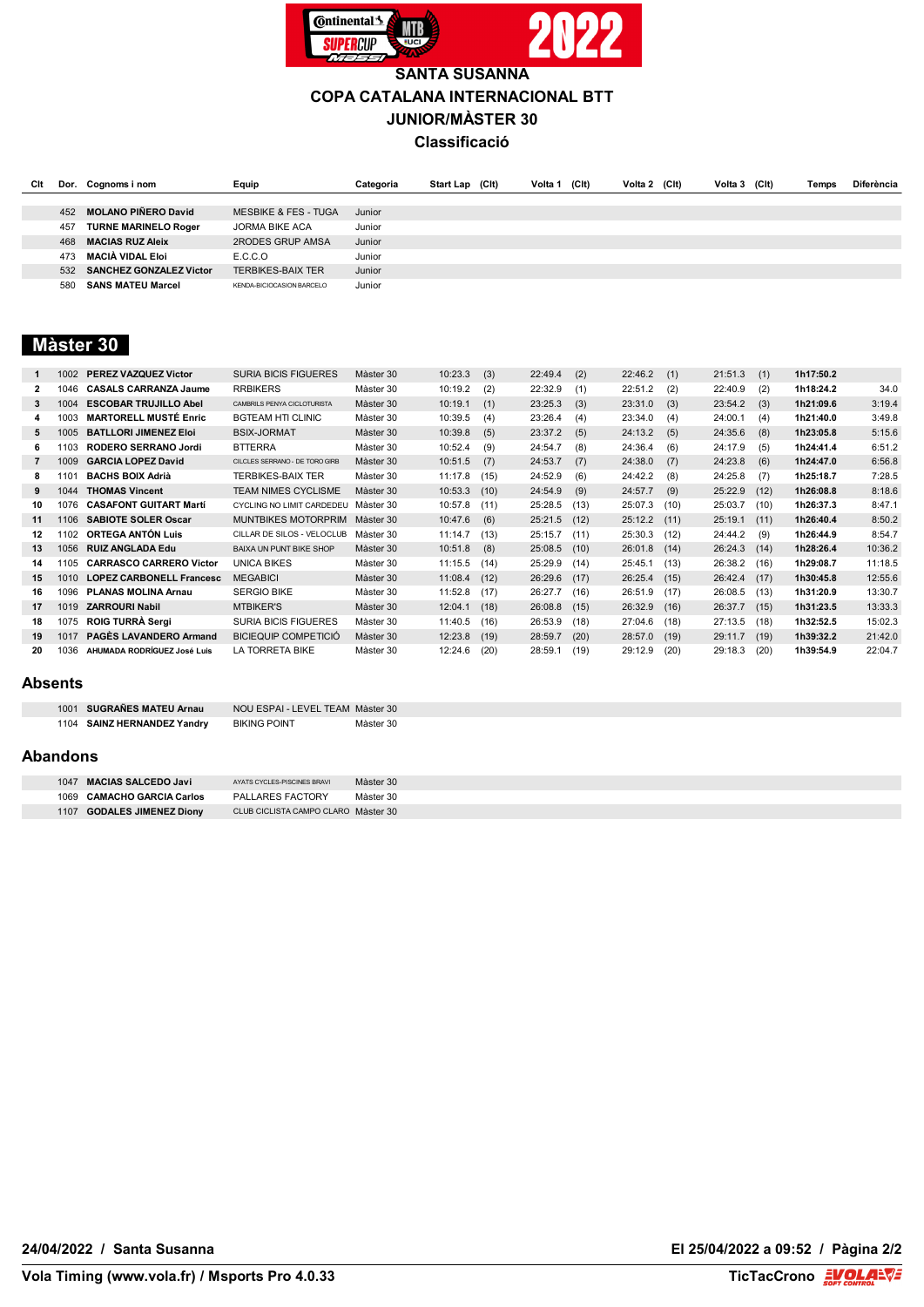# SANTA SUSANNA
# COPA CATALANA INTERNACIONAL BTT
# JUNIOR/MÀSTER 30
# Classificació

| Clt | Dor. | Cognoms i nom | Equip | Categoria | Start Lap | (Clt) | Volta 1 | (Clt) | Volta 2 | (Clt) | Volta 3 | (Clt) | Temps | Diferència |
|---|---|---|---|---|---|---|---|---|---|---|---|---|---|---|
| | 452 | **MOLANO PIÑERO David** | MESBIKE & FES - TUGA | Junior | | | | | | | | | | |
| | 457 | **TURNE MARINELO Roger** | JORMA BIKE ACA | Junior | | | | | | | | | | |
| | 468 | **MACIAS RUZ Aleix** | 2RODES GRUP AMSA | Junior | | | | | | | | | | |
| | 473 | **MACIÀ VIDAL Eloi** | E.C.C.O | Junior | | | | | | | | | | |
| | 532 | **SANCHEZ GONZALEZ Victor** | TERBIKES-BAIX TER | Junior | | | | | | | | | | |
| | 580 | **SANS MATEU Marcel** | KENDA-BICIOCASION BARCELO | Junior | | | | | | | | | | |

## Màster 30

| Clt | Dor. | Cognoms i nom | Equip | Categoria | Start Lap | (Clt) | Volta 1 | (Clt) | Volta 2 | (Clt) | Volta 3 | (Clt) | Temps | Diferència |
|---|---|---|---|---|---|---|---|---|---|---|---|---|---|---|
| 1 | 1002 | **PEREZ VAZQUEZ Victor** | SURIA BICIS FIGUERES | Màster 30 | 10:23.3 | (3) | 22:49.4 | (2) | 22:46.2 | (1) | 21:51.3 | (1) | 1h17:50.2 | |
| 2 | 1046 | **CASALS CARRANZA Jaume** | RRBIKERS | Màster 30 | 10:19.2 | (2) | 22:32.9 | (1) | 22:51.2 | (2) | 22:40.9 | (2) | 1h18:24.2 | 34.0 |
| 3 | 1004 | **ESCOBAR TRUJILLO Abel** | CAMBRILS PENYA CICLOTURISTA | Màster 30 | 10:19.1 | (1) | 23:25.3 | (3) | 23:31.0 | (3) | 23:54.2 | (3) | 1h21:09.6 | 3:19.4 |
| 4 | 1003 | **MARTORELL MUSTÉ Enric** | BGTEAM HTI CLINIC | Màster 30 | 10:39.5 | (4) | 23:26.4 | (4) | 23:34.0 | (4) | 24:00.1 | (4) | 1h21:40.0 | 3:49.8 |
| 5 | 1005 | **BATLLORI JIMENEZ Eloi** | BSIX-JORMAT | Màster 30 | 10:39.8 | (5) | 23:37.2 | (5) | 24:13.2 | (5) | 24:35.6 | (8) | 1h23:05.8 | 5:15.6 |
| 6 | 1103 | **RODERO SERRANO Jordi** | BTTERRA | Màster 30 | 10:52.4 | (9) | 24:54.7 | (8) | 24:36.4 | (6) | 24:17.9 | (5) | 1h24:41.4 | 6:51.2 |
| 7 | 1009 | **GARCIA LOPEZ David** | CILCLES SERRANO - DE TORO GIRB | Màster 30 | 10:51.5 | (7) | 24:53.7 | (7) | 24:38.0 | (7) | 24:23.8 | (6) | 1h24:47.0 | 6:56.8 |
| 8 | 1101 | **BACHS BOIX Adrià** | TERBIKES-BAIX TER | Màster 30 | 11:17.8 | (15) | 24:52.9 | (6) | 24:42.2 | (8) | 24:25.8 | (7) | 1h25:18.7 | 7:28.5 |
| 9 | 1044 | **THOMAS Vincent** | TEAM NIMES CYCLISME | Màster 30 | 10:53.3 | (10) | 24:54.9 | (9) | 24:57.7 | (9) | 25:22.9 | (12) | 1h26:08.8 | 8:18.6 |
| 10 | 1076 | **CASAFONT GUITART Martí** | CYCLING NO LIMIT CARDEDEU | Màster 30 | 10:57.8 | (11) | 25:28.5 | (13) | 25:07.3 | (10) | 25:03.7 | (10) | 1h26:37.3 | 8:47.1 |
| 11 | 1106 | **SABIOTE SOLER Oscar** | MUNTBIKES MOTORPRIM | Màster 30 | 10:47.6 | (6) | 25:21.5 | (12) | 25:12.2 | (11) | 25:19.1 | (11) | 1h26:40.4 | 8:50.2 |
| 12 | 1102 | **ORTEGA ANTÓN Luis** | CILLAR DE SILOS - VELOCLUB | Màster 30 | 11:14.7 | (13) | 25:15.7 | (11) | 25:30.3 | (12) | 24:44.2 | (9) | 1h26:44.9 | 8:54.7 |
| 13 | 1056 | **RUIZ ANGLADA Edu** | BAIXA UN PUNT BIKE SHOP | Màster 30 | 10:51.8 | (8) | 25:08.5 | (10) | 26:01.8 | (14) | 26:24.3 | (14) | 1h28:26.4 | 10:36.2 |
| 14 | 1105 | **CARRASCO CARRERO Victor** | UNICA BIKES | Màster 30 | 11:15.5 | (14) | 25:29.9 | (14) | 25:45.1 | (13) | 26:38.2 | (16) | 1h29:08.7 | 11:18.5 |
| 15 | 1010 | **LOPEZ CARBONELL Francesc** | MEGABICI | Màster 30 | 11:08.4 | (12) | 26:29.6 | (17) | 26:25.4 | (15) | 26:42.4 | (17) | 1h30:45.8 | 12:55.6 |
| 16 | 1096 | **PLANAS MOLINA Arnau** | SERGIO BIKE | Màster 30 | 11:52.8 | (17) | 26:27.7 | (16) | 26:51.9 | (17) | 26:08.5 | (13) | 1h31:20.9 | 13:30.7 |
| 17 | 1019 | **ZARROURI Nabil** | MTBIKER'S | Màster 30 | 12:04.1 | (18) | 26:08.8 | (15) | 26:32.9 | (16) | 26:37.7 | (15) | 1h31:23.5 | 13:33.3 |
| 18 | 1075 | **ROIG TURRÀ Sergi** | SURIA BICIS FIGUERES | Màster 30 | 11:40.5 | (16) | 26:53.9 | (18) | 27:04.6 | (18) | 27:13.5 | (18) | 1h32:52.5 | 15:02.3 |
| 19 | 1017 | **PAGÈS LAVANDERO Armand** | BICIEQUIP COMPETICIÓ | Màster 30 | 12:23.8 | (19) | 28:59.7 | (20) | 28:57.0 | (19) | 29:11.7 | (19) | 1h39:32.2 | 21:42.0 |
| 20 | 1036 | **AHUMADA RODRÍGUEZ José Luis** | LA TORRETA BIKE | Màster 30 | 12:24.6 | (20) | 28:59.1 | (19) | 29:12.9 | (20) | 29:18.3 | (20) | 1h39:54.9 | 22:04.7 |

## Absents

| | | | |
|---|---|---|---|
| 1001 | **SUGRAÑES MATEU Arnau** | NOU ESPAI - LEVEL TEAM | Màster 30 |
| 1104 | **SAINZ HERNANDEZ Yandry** | BIKING POINT | Màster 30 |

## Abandons

| | | | |
|---|---|---|---|
| 1047 | **MACIAS SALCEDO Javi** | AYATS CYCLES-PISCINES BRAVI | Màster 30 |
| 1069 | **CAMACHO GARCIA Carlos** | PALLARES FACTORY | Màster 30 |
| 1107 | **GODALES JIMENEZ Diony** | CLUB CICLISTA CAMPO CLARO | Màster 30 |

**24/04/2022 / Santa Susanna** — **El 25/04/2022 a 09:52**

**Vola Timing (www.vola.fr) / Msports Pro 4.0.33** — **TicTacCrono**